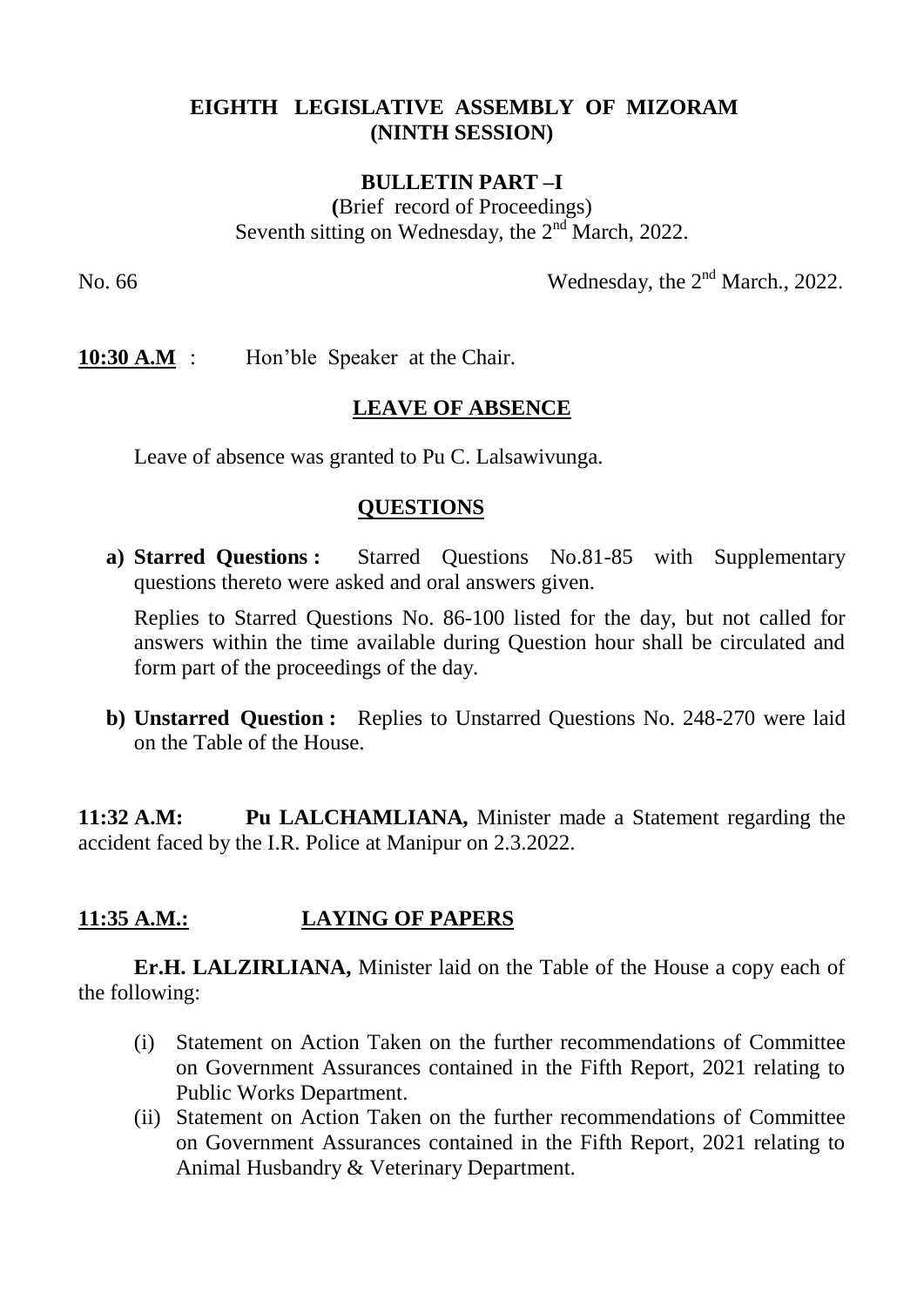# EIGHTH LEGISLATIVE ASSEMBLY OF MIZORAM
## (NINTH SESSION)

### BULLETIN PART –I

(Brief record of Proceedings)
Seventh sitting on Wednesday, the 2nd March, 2022.

No. 66 Wednesday, the 2nd March., 2022.

**10:30 A.M** : Hon'ble Speaker at the Chair.

### LEAVE OF ABSENCE

Leave of absence was granted to Pu C. Lalsawivunga.

### QUESTIONS

a) **Starred Questions :** Starred Questions No.81-85 with Supplementary questions thereto were asked and oral answers given.

   Replies to Starred Questions No. 86-100 listed for the day, but not called for answers within the time available during Question hour shall be circulated and form part of the proceedings of the day.

b) **Unstarred Question :** Replies to Unstarred Questions No. 248-270 were laid on the Table of the House.

**11:32 A.M: Pu LALCHAMLIANA,** Minister made a Statement regarding the accident faced by the I.R. Police at Manipur on 2.3.2022.

### 11:35 A.M.: LAYING OF PAPERS

**Er.H. LALZIRLIANA,** Minister laid on the Table of the House a copy each of the following:

(i) Statement on Action Taken on the further recommendations of Committee on Government Assurances contained in the Fifth Report, 2021 relating to Public Works Department.

(ii) Statement on Action Taken on the further recommendations of Committee on Government Assurances contained in the Fifth Report, 2021 relating to Animal Husbandry & Veterinary Department.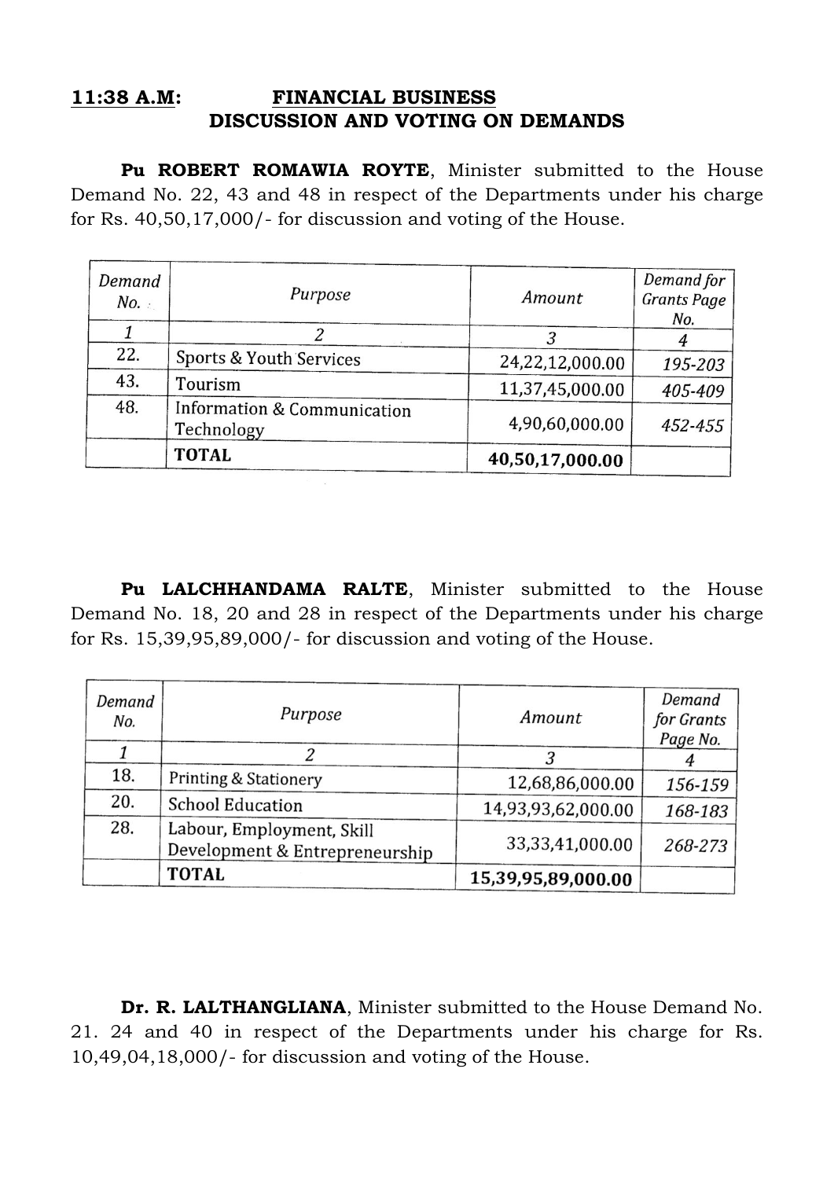**<u>11:38 A.M</u>: <u>FINANCIAL BUSINESS</u>**
**DISCUSSION AND VOTING ON DEMANDS**

**Pu ROBERT ROMAWIA ROYTE**, Minister submitted to the House Demand No. 22, 43 and 48 in respect of the Departments under his charge for Rs. 40,50,17,000/- for discussion and voting of the House.

| *Demand No.* | *Purpose* | *Amount* | *Demand for Grants Page No.* |
|---|---|---|---|
| *1* | *2* | *3* | *4* |
| 22. | Sports & Youth Services | 24,22,12,000.00 | *195-203* |
| 43. | Tourism | 11,37,45,000.00 | *405-409* |
| 48. | Information & Communication Technology | 4,90,60,000.00 | *452-455* |
| | **TOTAL** | **40,50,17,000.00** | |

**Pu LALCHHANDAMA RALTE**, Minister submitted to the House Demand No. 18, 20 and 28 in respect of the Departments under his charge for Rs. 15,39,95,89,000/- for discussion and voting of the House.

| *Demand No.* | *Purpose* | *Amount* | *Demand for Grants Page No.* |
|---|---|---|---|
| *1* | *2* | *3* | *4* |
| 18. | Printing & Stationery | 12,68,86,000.00 | *156-159* |
| 20. | School Education | 14,93,93,62,000.00 | *168-183* |
| 28. | Labour, Employment, Skill Development & Entrepreneurship | 33,33,41,000.00 | *268-273* |
| | **TOTAL** | **15,39,95,89,000.00** | |

**Dr. R. LALTHANGLIANA**, Minister submitted to the House Demand No. 21. 24 and 40 in respect of the Departments under his charge for Rs. 10,49,04,18,000/- for discussion and voting of the House.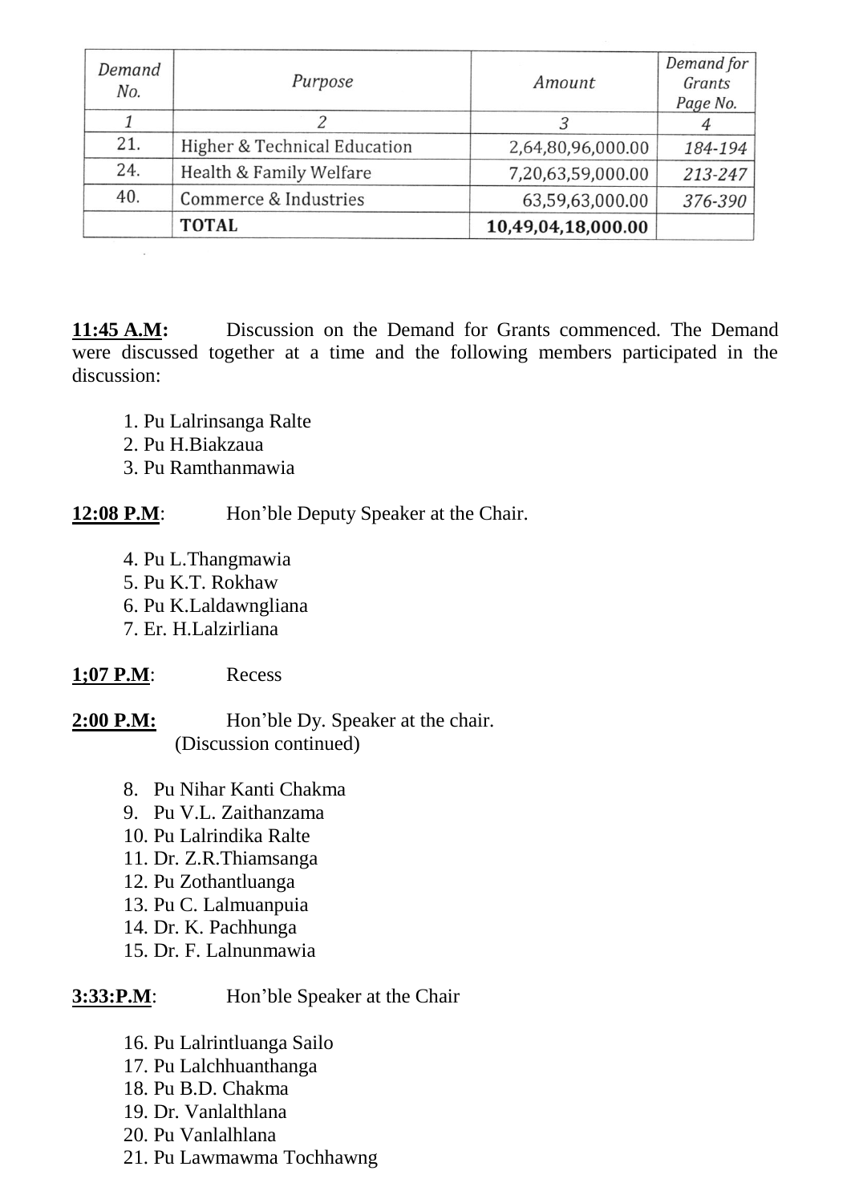| *Demand No.* | *Purpose* | *Amount* | *Demand for Grants Page No.* |
|---|---|---|---|
| *1* | *2* | *3* | *4* |
| 21. | Higher & Technical Education | 2,64,80,96,000.00 | *184-194* |
| 24. | Health & Family Welfare | 7,20,63,59,000.00 | *213-247* |
| 40. | Commerce & Industries | 63,59,63,000.00 | *376-390* |
| | **TOTAL** | **10,49,04,18,000.00** | |

**11:45 A.M:** Discussion on the Demand for Grants commenced. The Demand were discussed together at a time and the following members participated in the discussion:

1. Pu Lalrinsanga Ralte
2. Pu H.Biakzaua
3. Pu Ramthanmawia

**12:08 P.M**: Hon'ble Deputy Speaker at the Chair.

4. Pu L.Thangmawia
5. Pu K.T. Rokhaw
6. Pu K.Laldawngliana
7. Er. H.Lalzirliana

**1;07 P.M**: Recess

**2:00 P.M:** Hon'ble Dy. Speaker at the chair.
(Discussion continued)

8. Pu Nihar Kanti Chakma
9. Pu V.L. Zaithanzama
10. Pu Lalrindika Ralte
11. Dr. Z.R.Thiamsanga
12. Pu Zothantluanga
13. Pu C. Lalmuanpuia
14. Dr. K. Pachhunga
15. Dr. F. Lalnunmawia

**3:33:P.M**: Hon'ble Speaker at the Chair

16. Pu Lalrintluanga Sailo
17. Pu Lalchhuanthanga
18. Pu B.D. Chakma
19. Dr. Vanlalthlana
20. Pu Vanlalhlana
21. Pu Lawmawma Tochhawng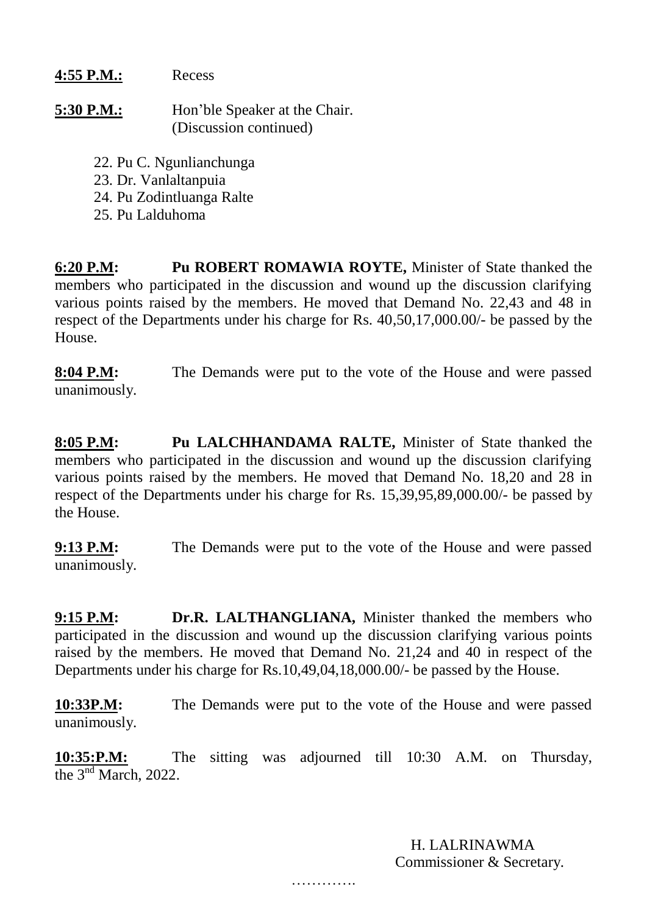**4:55 P.M.:** Recess

**5:30 P.M.:** Hon'ble Speaker at the Chair.
(Discussion continued)

22. Pu C. Ngunlianchunga
23. Dr. Vanlaltanpuia
24. Pu Zodintluanga Ralte
25. Pu Lalduhoma

**6:20 P.M:** **Pu ROBERT ROMAWIA ROYTE,** Minister of State thanked the members who participated in the discussion and wound up the discussion clarifying various points raised by the members. He moved that Demand No. 22,43 and 48 in respect of the Departments under his charge for Rs. 40,50,17,000.00/- be passed by the House.

**8:04 P.M:** The Demands were put to the vote of the House and were passed unanimously.

**8:05 P.M:** **Pu LALCHHANDAMA RALTE,** Minister of State thanked the members who participated in the discussion and wound up the discussion clarifying various points raised by the members. He moved that Demand No. 18,20 and 28 in respect of the Departments under his charge for Rs. 15,39,95,89,000.00/- be passed by the House.

**9:13 P.M:** The Demands were put to the vote of the House and were passed unanimously.

**9:15 P.M:** **Dr.R. LALTHANGLIANA,** Minister thanked the members who participated in the discussion and wound up the discussion clarifying various points raised by the members. He moved that Demand No. 21,24 and 40 in respect of the Departments under his charge for Rs.10,49,04,18,000.00/- be passed by the House.

**10:33P.M:** The Demands were put to the vote of the House and were passed unanimously.

**10:35:P.M:** The sitting was adjourned till 10:30 A.M. on Thursday, the 3rd March, 2022.

H. LALRINAWMA
Commissioner & Secretary.

………….